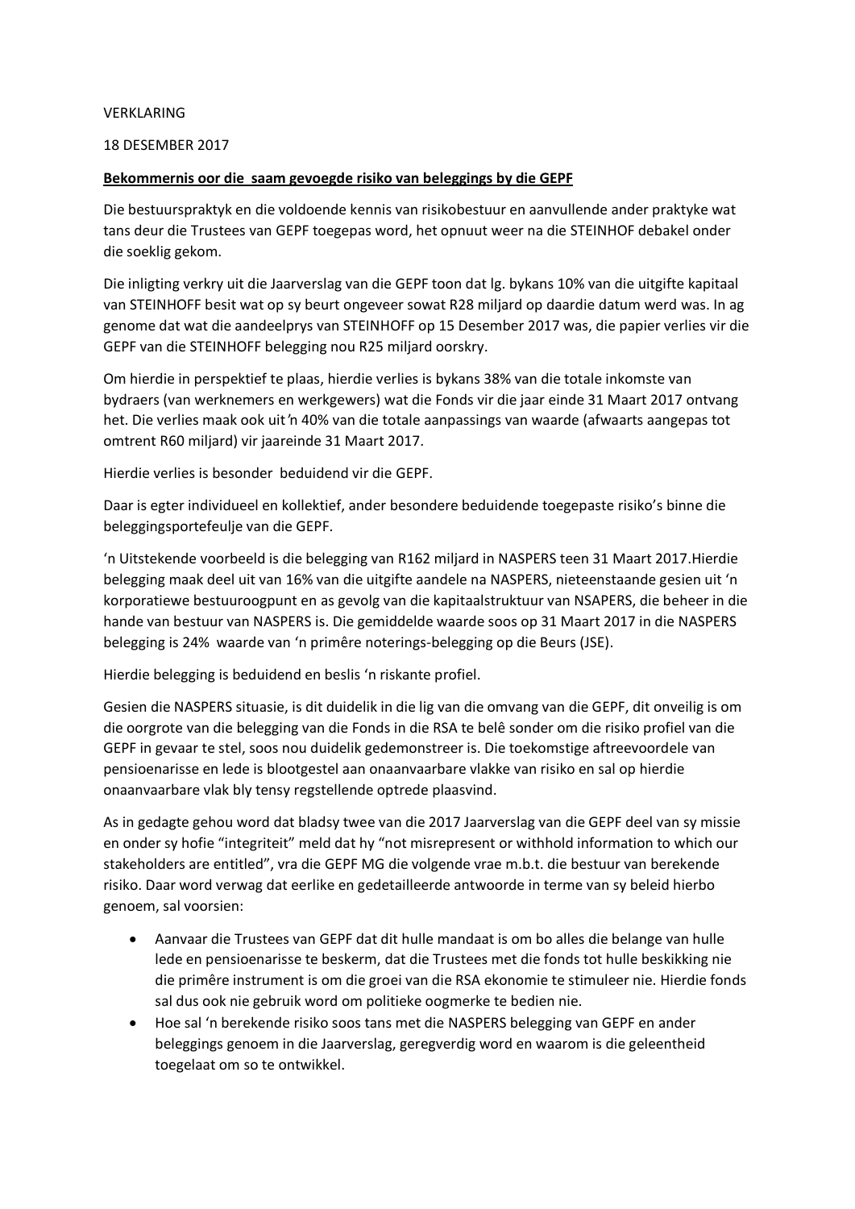VERKLARING

18 DESEMBER 2017

**Bekommernis oor die saam gevoegde risiko van beleggings by die GEPF**

Die bestuurspraktyk en die voldoende kennis van risikobestuur en aanvullende ander praktyke wat tans deur die Trustees van GEPF toegepas word, het opnuut weer na die STEINHOF debakel onder die soeklig gekom.

Die inligting verkry uit die Jaarverslag van die GEPF toon dat lg. bykans 10% van die uitgifte kapitaal van STEINHOFF besit wat op sy beurt ongeveer sowat R28 miljard op daardie datum werd was. In ag genome dat wat die aandeelprys van STEINHOFF op 15 Desember 2017 was, die papier verlies vir die GEPF van die STEINHOFF belegging nou R25 miljard oorskry.

Om hierdie in perspektief te plaas, hierdie verlies is bykans 38% van die totale inkomste van bydraers (van werknemers en werkgewers) wat die Fonds vir die jaar einde 31 Maart 2017 ontvang het. Die verlies maak ook uit 'n 40% van die totale aanpassings van waarde (afwaarts aangepas tot omtrent R60 miljard) vir jaareinde 31 Maart 2017.

Hierdie verlies is besonder beduidend vir die GEPF.

Daar is egter individueel en kollektief, ander besondere beduidende toegepaste risiko's binne die beleggingsportefeulje van die GEPF.

'n Uitstekende voorbeeld is die belegging van R162 miljard in NASPERS teen 31 Maart 2017.Hierdie belegging maak deel uit van 16% van die uitgifte aandele na NASPERS, nieteenstaande gesien uit 'n korporatiewe bestuuroogpunt en as gevolg van die kapitaalstruktuur van NSAPERS, die beheer in die hande van bestuur van NASPERS is. Die gemiddelde waarde soos op 31 Maart 2017 in die NASPERS belegging is 24% waarde van 'n primêre noterings-belegging op die Beurs (JSE).

Hierdie belegging is beduidend en beslis 'n riskante profiel.

Gesien die NASPERS situasie, is dit duidelik in die lig van die omvang van die GEPF, dit onveilig is om die oorgrote van die belegging van die Fonds in die RSA te belê sonder om die risiko profiel van die GEPF in gevaar te stel, soos nou duidelik gedemonstreer is. Die toekomstige aftreevoordele van pensioenarisse en lede is blootgestel aan onaanvaarbare vlakke van risiko en sal op hierdie onaanvaarbare vlak bly tensy regstellende optrede plaasvind.

As in gedagte gehou word dat bladsy twee van die 2017 Jaarverslag van die GEPF deel van sy missie en onder sy hofie "integriteit" meld dat hy "not misrepresent or withhold information to which our stakeholders are entitled", vra die GEPF MG die volgende vrae m.b.t. die bestuur van berekende risiko. Daar word verwag dat eerlike en gedetailleerde antwoorde in terme van sy beleid hierbo genoem, sal voorsien:

- Aanvaar die Trustees van GEPF dat dit hulle mandaat is om bo alles die belange van hulle lede en pensioenarisse te beskerm, dat die Trustees met die fonds tot hulle beskikking nie die primêre instrument is om die groei van die RSA ekonomie te stimuleer nie. Hierdie fonds sal dus ook nie gebruik word om politieke oogmerke te bedien nie.
- Hoe sal 'n berekende risiko soos tans met die NASPERS belegging van GEPF en ander beleggings genoem in die Jaarverslag, geregverdig word en waarom is die geleentheid toegelaat om so te ontwikkel.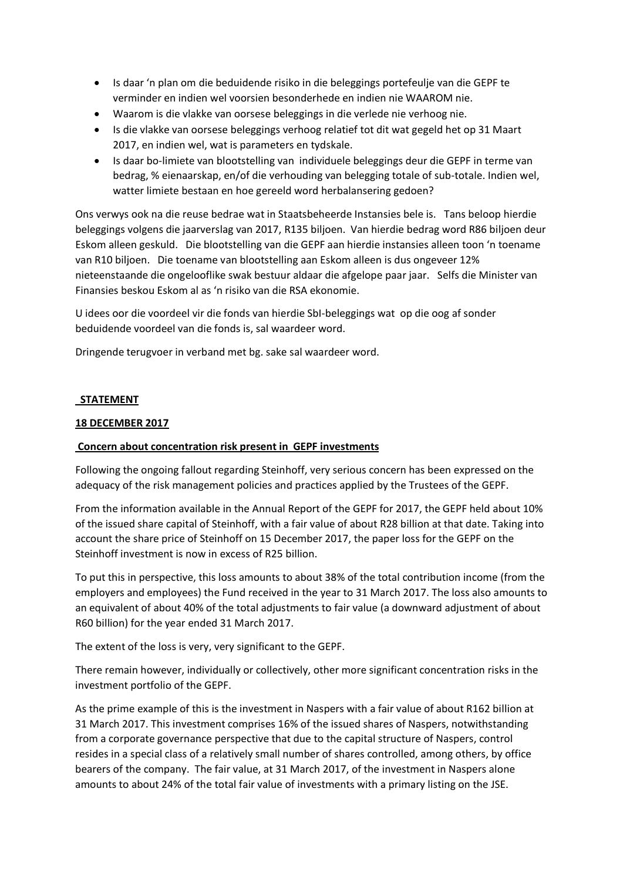- Is daar 'n plan om die beduidende risiko in die beleggings portefeulje van die GEPF te verminder en indien wel voorsien besonderhede en indien nie WAAROM nie.
- Waarom is die vlakke van oorsese beleggings in die verlede nie verhoog nie.
- Is die vlakke van oorsese beleggings verhoog relatief tot dit wat gegeld het op 31 Maart 2017, en indien wel, wat is parameters en tydskale.
- Is daar bo-limiete van blootstelling van individuele beleggings deur die GEPF in terme van bedrag, % eienaarskap, en/of die verhouding van belegging totale of sub-totale. Indien wel, watter limiete bestaan en hoe gereeld word herbalansering gedoen?

Ons verwys ook na die reuse bedrae wat in Staatsbeheerde Instansies bele is. Tans beloop hierdie beleggings volgens die jaarverslag van 2017, R135 biljoen. Van hierdie bedrag word R86 biljoen deur Eskom alleen geskuld. Die blootstelling van die GEPF aan hierdie instansies alleen toon 'n toename van R10 biljoen. Die toename van blootstelling aan Eskom alleen is dus ongeveer 12% nieteenstaande die ongelooflike swak bestuur aldaar die afgelope paar jaar. Selfs die Minister van Finansies beskou Eskom al as 'n risiko van die RSA ekonomie.

U idees oor die voordeel vir die fonds van hierdie SbI-beleggings wat op die oog af sonder beduidende voordeel van die fonds is, sal waardeer word.

Dringende terugvoer in verband met bg. sake sal waardeer word.

**STATEMENT**

**18 DECEMBER 2017**

**Concern about concentration risk present in GEPF investments**

Following the ongoing fallout regarding Steinhoff, very serious concern has been expressed on the adequacy of the risk management policies and practices applied by the Trustees of the GEPF.

From the information available in the Annual Report of the GEPF for 2017, the GEPF held about 10% of the issued share capital of Steinhoff, with a fair value of about R28 billion at that date. Taking into account the share price of Steinhoff on 15 December 2017, the paper loss for the GEPF on the Steinhoff investment is now in excess of R25 billion.

To put this in perspective, this loss amounts to about 38% of the total contribution income (from the employers and employees) the Fund received in the year to 31 March 2017. The loss also amounts to an equivalent of about 40% of the total adjustments to fair value (a downward adjustment of about R60 billion) for the year ended 31 March 2017.

The extent of the loss is very, very significant to the GEPF.

There remain however, individually or collectively, other more significant concentration risks in the investment portfolio of the GEPF.

As the prime example of this is the investment in Naspers with a fair value of about R162 billion at 31 March 2017. This investment comprises 16% of the issued shares of Naspers, notwithstanding from a corporate governance perspective that due to the capital structure of Naspers, control resides in a special class of a relatively small number of shares controlled, among others, by office bearers of the company. The fair value, at 31 March 2017, of the investment in Naspers alone amounts to about 24% of the total fair value of investments with a primary listing on the JSE.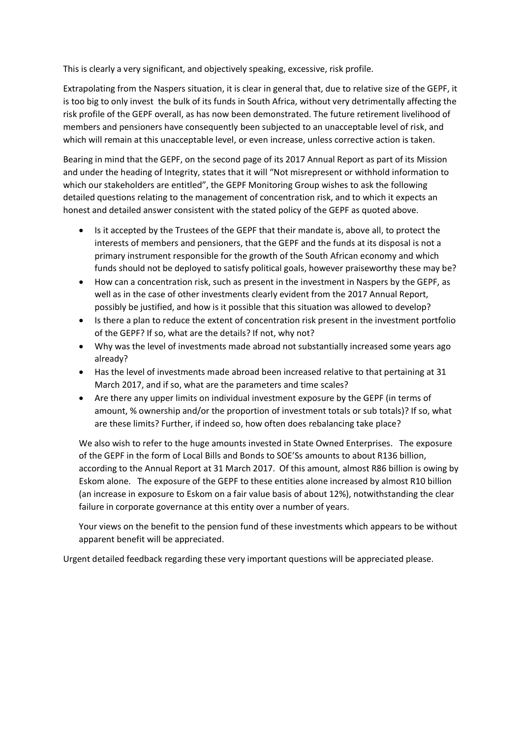This is clearly a very significant, and objectively speaking, excessive, risk profile.

Extrapolating from the Naspers situation, it is clear in general that, due to relative size of the GEPF, it is too big to only invest the bulk of its funds in South Africa, without very detrimentally affecting the risk profile of the GEPF overall, as has now been demonstrated. The future retirement livelihood of members and pensioners have consequently been subjected to an unacceptable level of risk, and which will remain at this unacceptable level, or even increase, unless corrective action is taken.

Bearing in mind that the GEPF, on the second page of its 2017 Annual Report as part of its Mission and under the heading of Integrity, states that it will "Not misrepresent or withhold information to which our stakeholders are entitled", the GEPF Monitoring Group wishes to ask the following detailed questions relating to the management of concentration risk, and to which it expects an honest and detailed answer consistent with the stated policy of the GEPF as quoted above.

- Is it accepted by the Trustees of the GEPF that their mandate is, above all, to protect the interests of members and pensioners, that the GEPF and the funds at its disposal is not a primary instrument responsible for the growth of the South African economy and which funds should not be deployed to satisfy political goals, however praiseworthy these may be?
- How can a concentration risk, such as present in the investment in Naspers by the GEPF, as well as in the case of other investments clearly evident from the 2017 Annual Report, possibly be justified, and how is it possible that this situation was allowed to develop?
- Is there a plan to reduce the extent of concentration risk present in the investment portfolio of the GEPF? If so, what are the details? If not, why not?
- Why was the level of investments made abroad not substantially increased some years ago already?
- Has the level of investments made abroad been increased relative to that pertaining at 31 March 2017, and if so, what are the parameters and time scales?
- Are there any upper limits on individual investment exposure by the GEPF (in terms of amount, % ownership and/or the proportion of investment totals or sub totals)? If so, what are these limits? Further, if indeed so, how often does rebalancing take place?

We also wish to refer to the huge amounts invested in State Owned Enterprises. The exposure of the GEPF in the form of Local Bills and Bonds to SOE'Ss amounts to about R136 billion, according to the Annual Report at 31 March 2017. Of this amount, almost R86 billion is owing by Eskom alone. The exposure of the GEPF to these entities alone increased by almost R10 billion (an increase in exposure to Eskom on a fair value basis of about 12%), notwithstanding the clear failure in corporate governance at this entity over a number of years.

Your views on the benefit to the pension fund of these investments which appears to be without apparent benefit will be appreciated.

Urgent detailed feedback regarding these very important questions will be appreciated please.